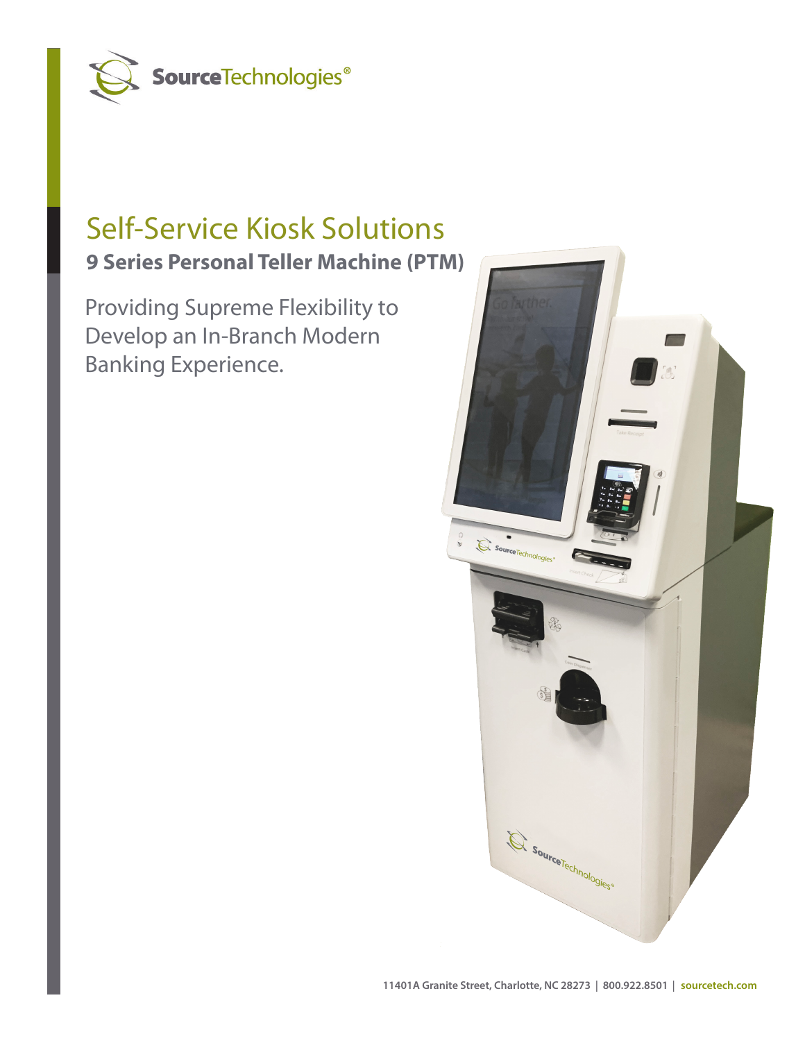SourceTechnologies®

# Self-Service Kiosk Solutions

## 9 Series Personal Teller Machine (PTM)

Providing Supreme Flexibility to Develop an In-Branch Modern Banking Experience.

11401A Granite Street, Charlotte, NC 28273 | 800.922.8501 | sourcetech.com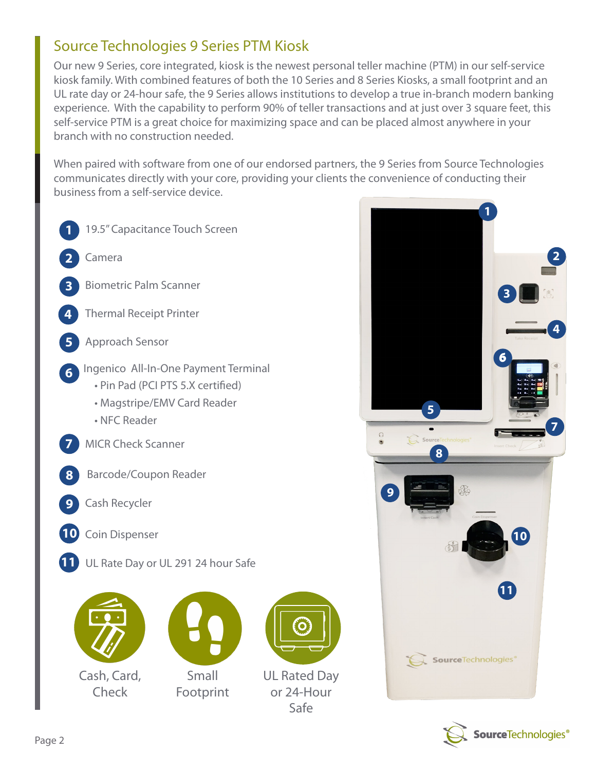## Source Technologies 9 Series PTM Kiosk

Our new 9 Series, core integrated, kiosk is the newest personal teller machine (PTM) in our self-service kiosk family. With combined features of both the 10 Series and 8 Series Kiosks, a small footprint and an UL rate day or 24-hour safe, the 9 Series allows institutions to develop a true in-branch modern banking experience. With the capability to perform 90% of teller transactions and at just over 3 square feet, this self-service PTM is a great choice for maximizing space and can be placed almost anywhere in your branch with no construction needed.

When paired with software from one of our endorsed partners, the 9 Series from Source Technologies communicates directly with your core, providing your clients the convenience of conducting their business from a self-service device.

1. 19.5" Capacitance Touch Screen
2. Camera
3. Biometric Palm Scanner
4. Thermal Receipt Printer
5. Approach Sensor
6. Ingenico All-In-One Payment Terminal
   - Pin Pad (PCI PTS 5.X certified)
   - Magstripe/EMV Card Reader
   - NFC Reader
7. MICR Check Scanner
8. Barcode/Coupon Reader
9. Cash Recycler
10. Coin Dispenser
11. UL Rate Day or UL 291 24 hour Safe

Cash, Card, Check

Small Footprint

UL Rated Day or 24-Hour Safe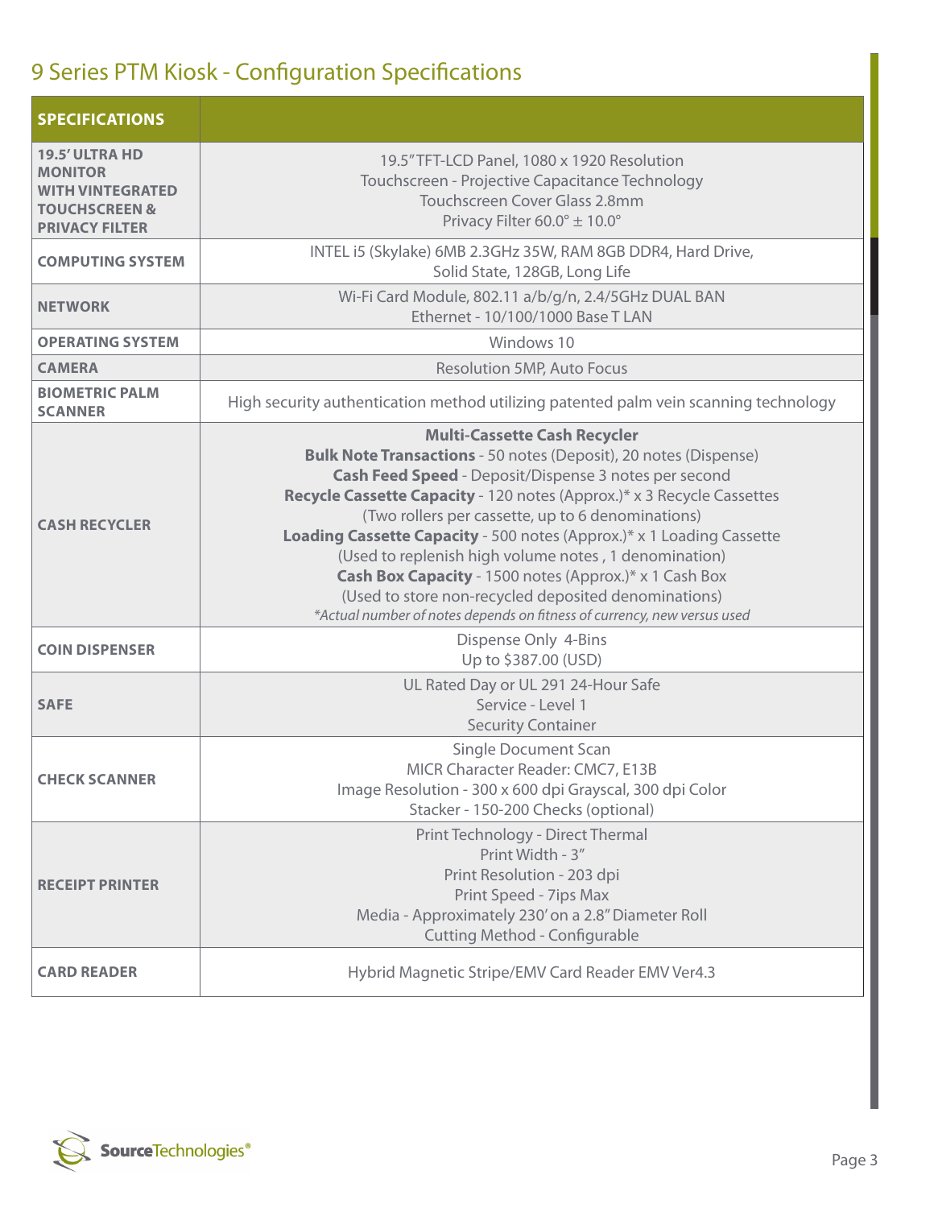# 9 Series PTM Kiosk - Configuration Specifications

| SPECIFICATIONS | |
|---|---|
| **19.5' ULTRA HD MONITOR WITH VINTEGRATED TOUCHSCREEN & PRIVACY FILTER** | 19.5" TFT-LCD Panel, 1080 x 1920 Resolution<br>Touchscreen - Projective Capacitance Technology<br>Touchscreen Cover Glass 2.8mm<br>Privacy Filter 60.0° ± 10.0° |
| **COMPUTING SYSTEM** | INTEL i5 (Skylake) 6MB 2.3GHz 35W, RAM 8GB DDR4, Hard Drive, Solid State, 128GB, Long Life |
| **NETWORK** | Wi-Fi Card Module, 802.11 a/b/g/n, 2.4/5GHz DUAL BAN<br>Ethernet - 10/100/1000 Base T LAN |
| **OPERATING SYSTEM** | Windows 10 |
| **CAMERA** | Resolution 5MP, Auto Focus |
| **BIOMETRIC PALM SCANNER** | High security authentication method utilizing patented palm vein scanning technology |
| **CASH RECYCLER** | **Multi-Cassette Cash Recycler**<br>**Bulk Note Transactions** - 50 notes (Deposit), 20 notes (Dispense)<br>**Cash Feed Speed** - Deposit/Dispense 3 notes per second<br>**Recycle Cassette Capacity** - 120 notes (Approx.)* x 3 Recycle Cassettes<br>(Two rollers per cassette, up to 6 denominations)<br>**Loading Cassette Capacity** - 500 notes (Approx.)* x 1 Loading Cassette<br>(Used to replenish high volume notes , 1 denomination)<br>**Cash Box Capacity** - 1500 notes (Approx.)* x 1 Cash Box<br>(Used to store non-recycled deposited denominations)<br>*\*Actual number of notes depends on fitness of currency, new versus used* |
| **COIN DISPENSER** | Dispense Only 4-Bins<br>Up to $387.00 (USD) |
| **SAFE** | UL Rated Day or UL 291 24-Hour Safe<br>Service - Level 1<br>Security Container |
| **CHECK SCANNER** | Single Document Scan<br>MICR Character Reader: CMC7, E13B<br>Image Resolution - 300 x 600 dpi Grayscal, 300 dpi Color<br>Stacker - 150-200 Checks (optional) |
| **RECEIPT PRINTER** | Print Technology - Direct Thermal<br>Print Width - 3"<br>Print Resolution - 203 dpi<br>Print Speed - 7ips Max<br>Media - Approximately 230' on a 2.8" Diameter Roll<br>Cutting Method - Configurable |
| **CARD READER** | Hybrid Magnetic Stripe/EMV Card Reader EMV Ver4.3 |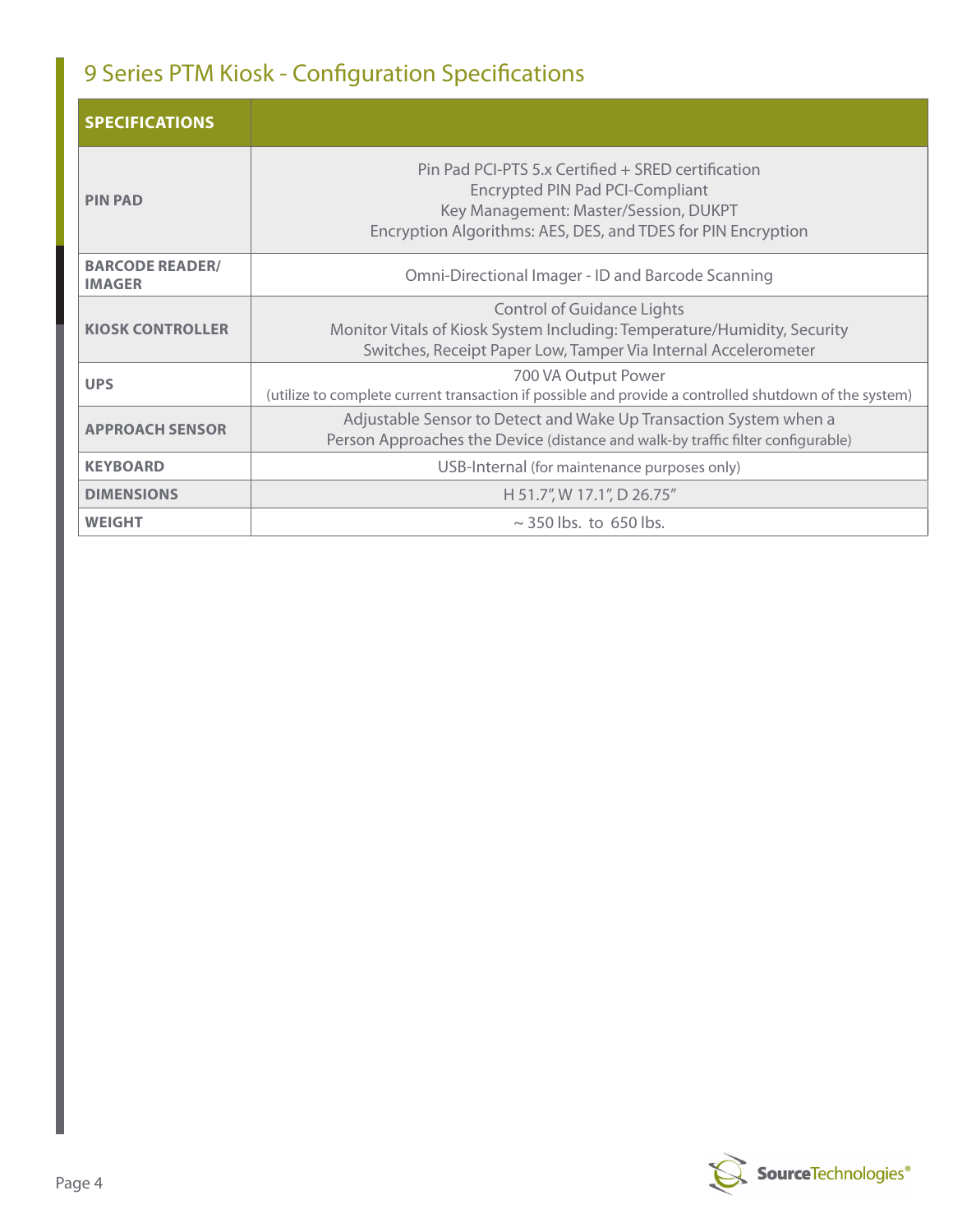# 9 Series PTM Kiosk - Configuration Specifications

| **SPECIFICATIONS** | |
|---|---|
| **PIN PAD** | Pin Pad PCI-PTS 5.x Certified + SRED certification<br>Encrypted PIN Pad PCI-Compliant<br>Key Management: Master/Session, DUKPT<br>Encryption Algorithms: AES, DES, and TDES for PIN Encryption |
| **BARCODE READER/ IMAGER** | Omni-Directional Imager - ID and Barcode Scanning |
| **KIOSK CONTROLLER** | Control of Guidance Lights<br>Monitor Vitals of Kiosk System Including: Temperature/Humidity, Security Switches, Receipt Paper Low, Tamper Via Internal Accelerometer |
| **UPS** | 700 VA Output Power<br>(utilize to complete current transaction if possible and provide a controlled shutdown of the system) |
| **APPROACH SENSOR** | Adjustable Sensor to Detect and Wake Up Transaction System when a Person Approaches the Device (distance and walk-by traffic filter configurable) |
| **KEYBOARD** | USB-Internal (for maintenance purposes only) |
| **DIMENSIONS** | H 51.7", W 17.1", D 26.75" |
| **WEIGHT** | ~ 350 lbs. to 650 lbs. |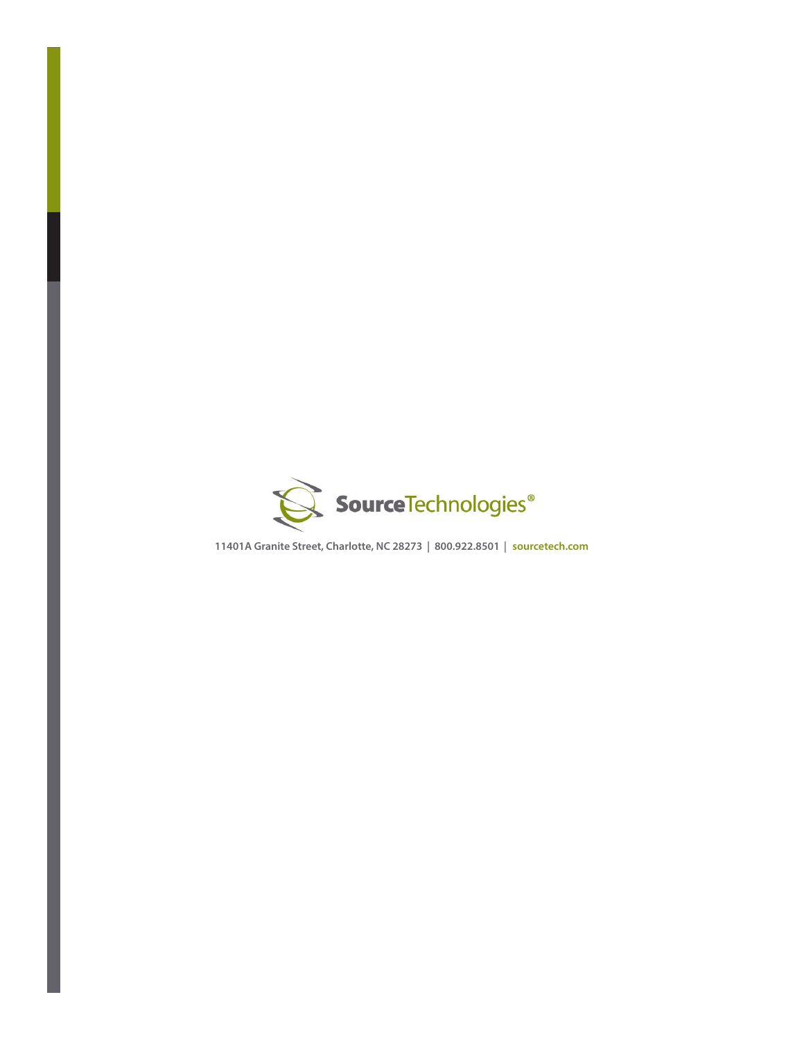SourceTechnologies®

11401A Granite Street, Charlotte, NC 28273 | 800.922.8501 | sourcetech.com